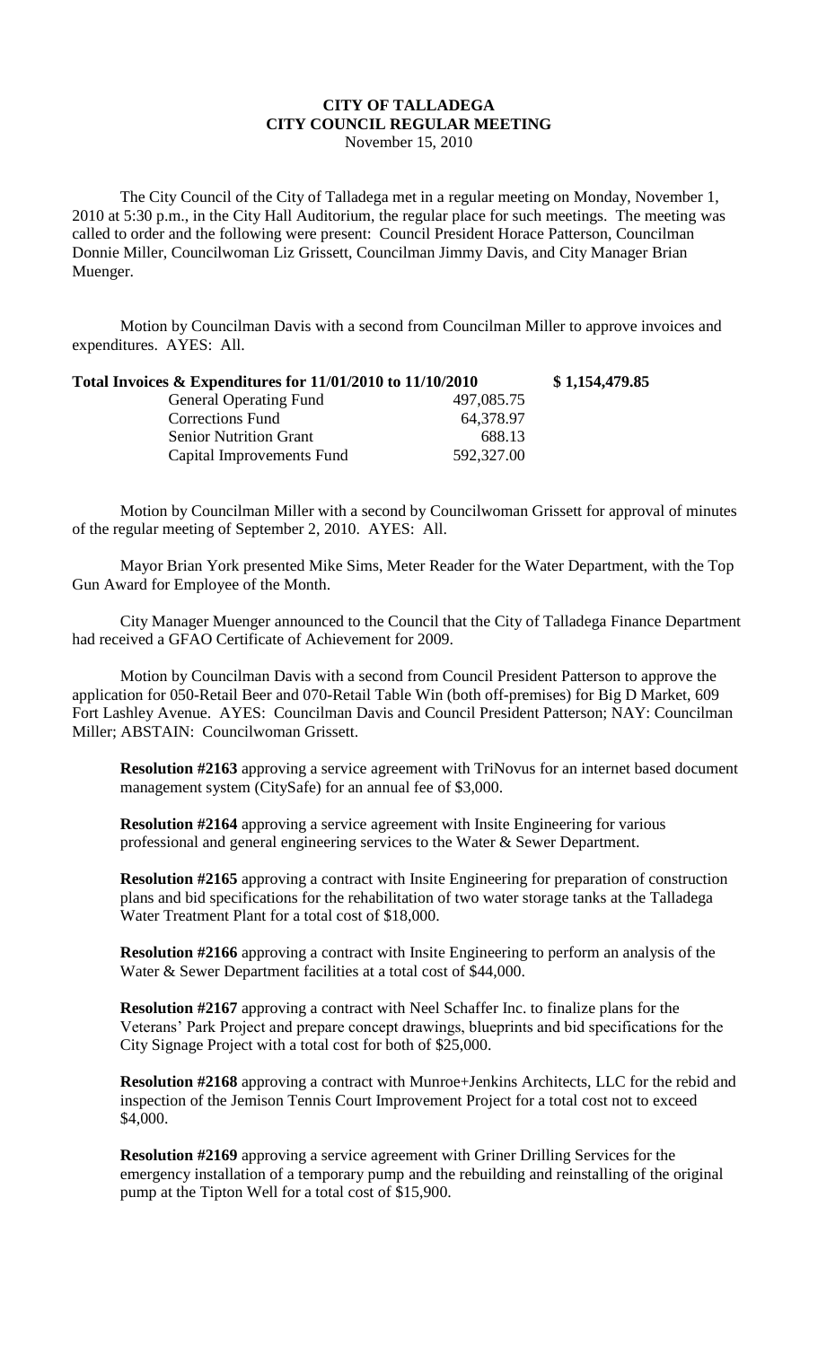# CITY OF TALLADEGA
## CITY COUNCIL REGULAR MEETING
November 15, 2010

The City Council of the City of Talladega met in a regular meeting on Monday, November 1, 2010 at 5:30 p.m., in the City Hall Auditorium, the regular place for such meetings. The meeting was called to order and the following were present: Council President Horace Patterson, Councilman Donnie Miller, Councilwoman Liz Grissett, Councilman Jimmy Davis, and City Manager Brian Muenger.

Motion by Councilman Davis with a second from Councilman Miller to approve invoices and expenditures. AYES: All.

| **Total Invoices & Expenditures for 11/01/2010 to 11/10/2010** | | **$ 1,154,479.85** |
|---|---|---|
| General Operating Fund | 497,085.75 | |
| Corrections Fund | 64,378.97 | |
| Senior Nutrition Grant | 688.13 | |
| Capital Improvements Fund | 592,327.00 | |

Motion by Councilman Miller with a second by Councilwoman Grissett for approval of minutes of the regular meeting of September 2, 2010. AYES: All.

Mayor Brian York presented Mike Sims, Meter Reader for the Water Department, with the Top Gun Award for Employee of the Month.

City Manager Muenger announced to the Council that the City of Talladega Finance Department had received a GFAO Certificate of Achievement for 2009.

Motion by Councilman Davis with a second from Council President Patterson to approve the application for 050-Retail Beer and 070-Retail Table Win (both off-premises) for Big D Market, 609 Fort Lashley Avenue. AYES: Councilman Davis and Council President Patterson; NAY: Councilman Miller; ABSTAIN: Councilwoman Grissett.

**Resolution #2163** approving a service agreement with TriNovus for an internet based document management system (CitySafe) for an annual fee of $3,000.

**Resolution #2164** approving a service agreement with Insite Engineering for various professional and general engineering services to the Water & Sewer Department.

**Resolution #2165** approving a contract with Insite Engineering for preparation of construction plans and bid specifications for the rehabilitation of two water storage tanks at the Talladega Water Treatment Plant for a total cost of $18,000.

**Resolution #2166** approving a contract with Insite Engineering to perform an analysis of the Water & Sewer Department facilities at a total cost of $44,000.

**Resolution #2167** approving a contract with Neel Schaffer Inc. to finalize plans for the Veterans' Park Project and prepare concept drawings, blueprints and bid specifications for the City Signage Project with a total cost for both of $25,000.

**Resolution #2168** approving a contract with Munroe+Jenkins Architects, LLC for the rebid and inspection of the Jemison Tennis Court Improvement Project for a total cost not to exceed $4,000.

**Resolution #2169** approving a service agreement with Griner Drilling Services for the emergency installation of a temporary pump and the rebuilding and reinstalling of the original pump at the Tipton Well for a total cost of $15,900.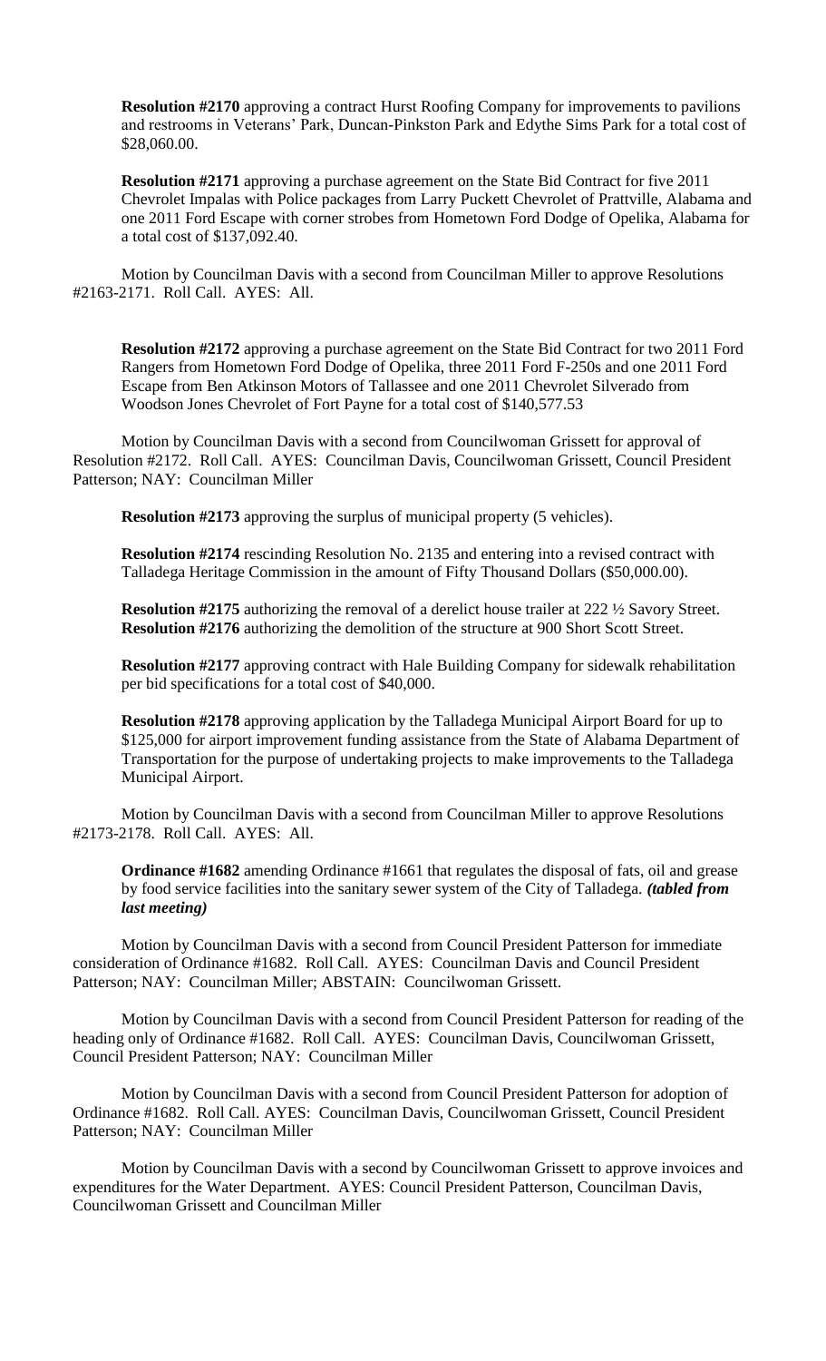**Resolution #2170** approving a contract Hurst Roofing Company for improvements to pavilions and restrooms in Veterans' Park, Duncan-Pinkston Park and Edythe Sims Park for a total cost of $28,060.00.

**Resolution #2171** approving a purchase agreement on the State Bid Contract for five 2011 Chevrolet Impalas with Police packages from Larry Puckett Chevrolet of Prattville, Alabama and one 2011 Ford Escape with corner strobes from Hometown Ford Dodge of Opelika, Alabama for a total cost of $137,092.40.

Motion by Councilman Davis with a second from Councilman Miller to approve Resolutions #2163-2171. Roll Call. AYES: All.

**Resolution #2172** approving a purchase agreement on the State Bid Contract for two 2011 Ford Rangers from Hometown Ford Dodge of Opelika, three 2011 Ford F-250s and one 2011 Ford Escape from Ben Atkinson Motors of Tallassee and one 2011 Chevrolet Silverado from Woodson Jones Chevrolet of Fort Payne for a total cost of $140,577.53

Motion by Councilman Davis with a second from Councilwoman Grissett for approval of Resolution #2172. Roll Call. AYES: Councilman Davis, Councilwoman Grissett, Council President Patterson; NAY: Councilman Miller

**Resolution #2173** approving the surplus of municipal property (5 vehicles).

**Resolution #2174** rescinding Resolution No. 2135 and entering into a revised contract with Talladega Heritage Commission in the amount of Fifty Thousand Dollars ($50,000.00).

**Resolution #2175** authorizing the removal of a derelict house trailer at 222 ½ Savory Street.
**Resolution #2176** authorizing the demolition of the structure at 900 Short Scott Street.

**Resolution #2177** approving contract with Hale Building Company for sidewalk rehabilitation per bid specifications for a total cost of $40,000.

**Resolution #2178** approving application by the Talladega Municipal Airport Board for up to $125,000 for airport improvement funding assistance from the State of Alabama Department of Transportation for the purpose of undertaking projects to make improvements to the Talladega Municipal Airport.

Motion by Councilman Davis with a second from Councilman Miller to approve Resolutions #2173-2178. Roll Call. AYES: All.

**Ordinance #1682** amending Ordinance #1661 that regulates the disposal of fats, oil and grease by food service facilities into the sanitary sewer system of the City of Talladega. ***(tabled from last meeting)***

Motion by Councilman Davis with a second from Council President Patterson for immediate consideration of Ordinance #1682. Roll Call. AYES: Councilman Davis and Council President Patterson; NAY: Councilman Miller; ABSTAIN: Councilwoman Grissett.

Motion by Councilman Davis with a second from Council President Patterson for reading of the heading only of Ordinance #1682. Roll Call. AYES: Councilman Davis, Councilwoman Grissett, Council President Patterson; NAY: Councilman Miller

Motion by Councilman Davis with a second from Council President Patterson for adoption of Ordinance #1682. Roll Call. AYES: Councilman Davis, Councilwoman Grissett, Council President Patterson; NAY: Councilman Miller

Motion by Councilman Davis with a second by Councilwoman Grissett to approve invoices and expenditures for the Water Department. AYES: Council President Patterson, Councilman Davis, Councilwoman Grissett and Councilman Miller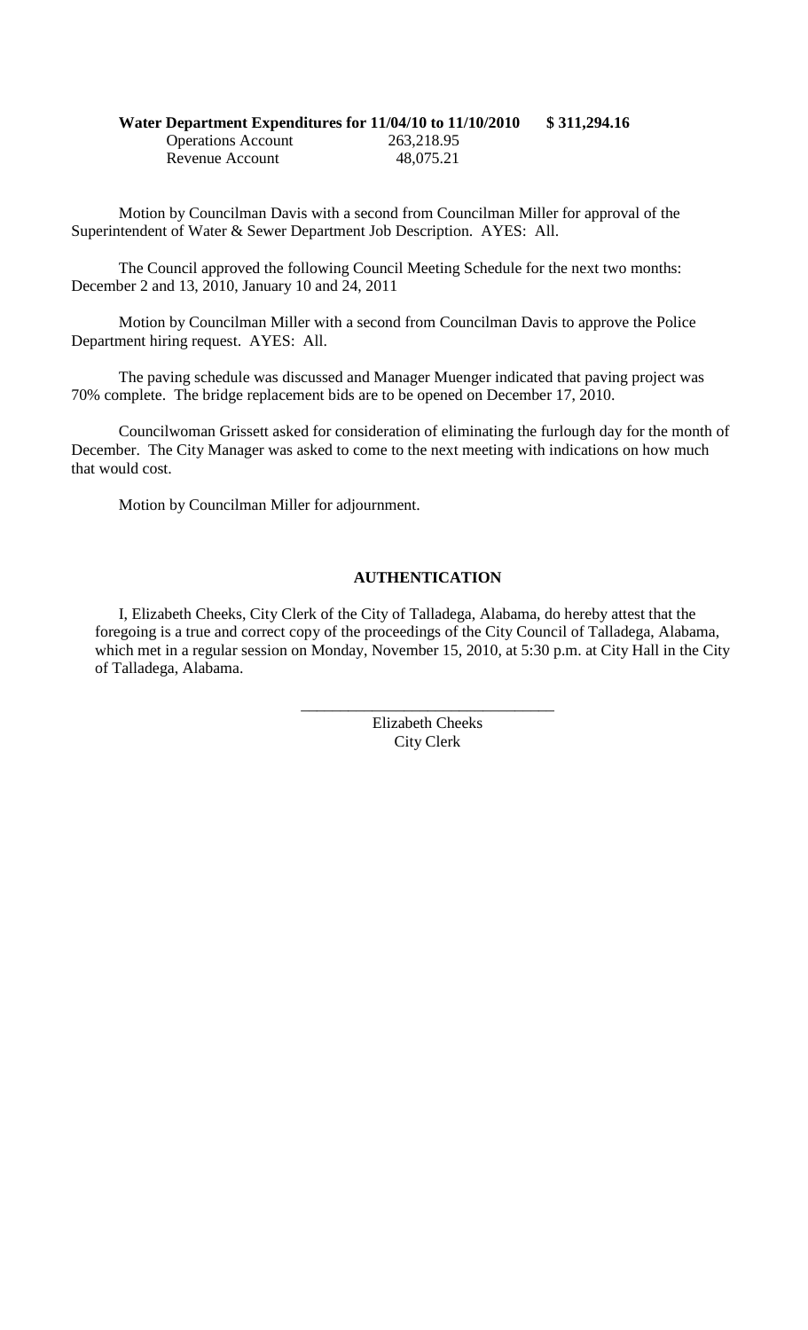**Water Department Expenditures for 11/04/10 to 11/10/2010 $ 311,294.16**

| | |
|---|---|
| Operations Account | 263,218.95 |
| Revenue Account | 48,075.21 |

Motion by Councilman Davis with a second from Councilman Miller for approval of the Superintendent of Water & Sewer Department Job Description. AYES: All.

The Council approved the following Council Meeting Schedule for the next two months: December 2 and 13, 2010, January 10 and 24, 2011

Motion by Councilman Miller with a second from Councilman Davis to approve the Police Department hiring request. AYES: All.

The paving schedule was discussed and Manager Muenger indicated that paving project was 70% complete. The bridge replacement bids are to be opened on December 17, 2010.

Councilwoman Grissett asked for consideration of eliminating the furlough day for the month of December. The City Manager was asked to come to the next meeting with indications on how much that would cost.

Motion by Councilman Miller for adjournment.

**AUTHENTICATION**

I, Elizabeth Cheeks, City Clerk of the City of Talladega, Alabama, do hereby attest that the foregoing is a true and correct copy of the proceedings of the City Council of Talladega, Alabama, which met in a regular session on Monday, November 15, 2010, at 5:30 p.m. at City Hall in the City of Talladega, Alabama.

\_\_\_\_\_\_\_\_\_\_\_\_\_\_\_\_\_\_\_\_\_\_\_\_\_\_\_\_\_\_\_\_

Elizabeth Cheeks
City Clerk